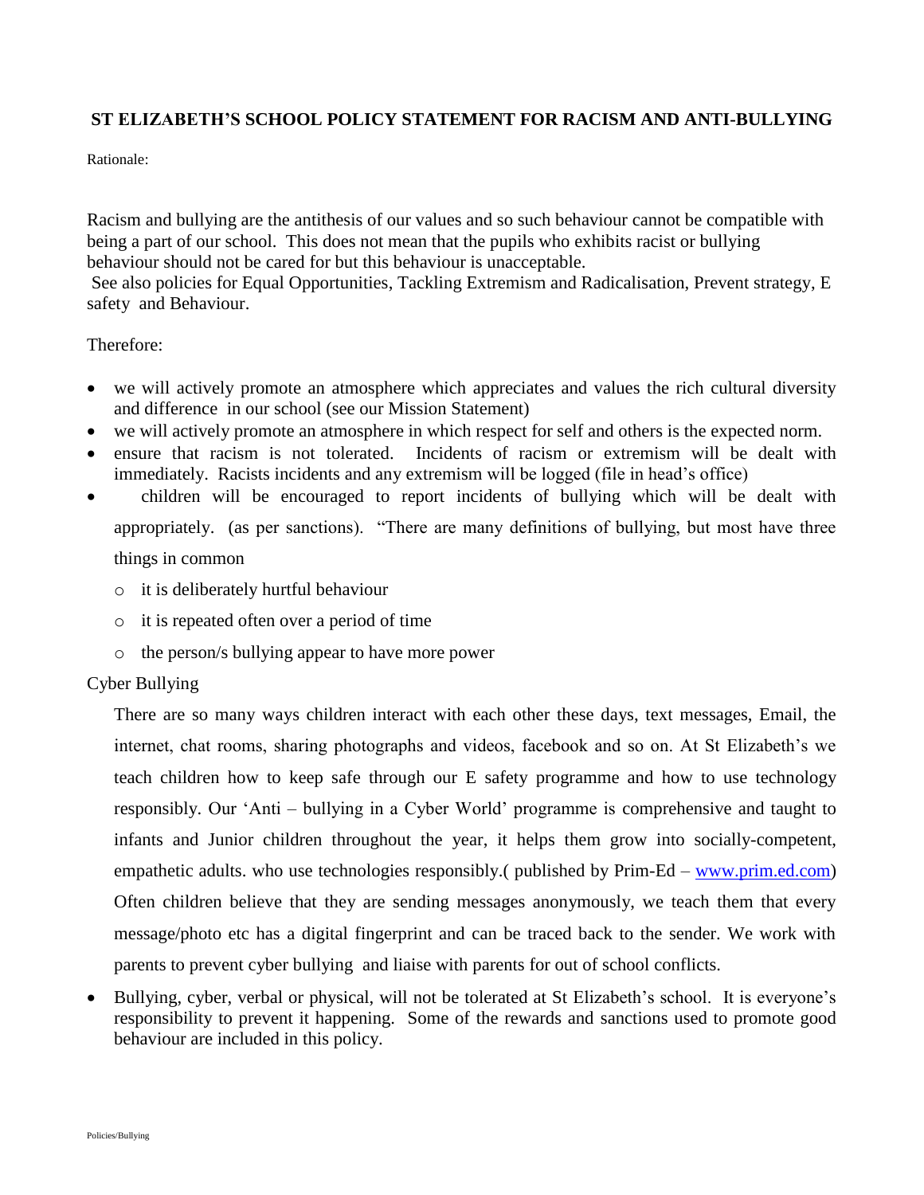# ST ELIZABETH'S SCHOOL POLICY STATEMENT FOR RACISM AND ANTI-BULLYING

Rationale:

Racism and bullying are the antithesis of our values and so such behaviour cannot be compatible with being a part of our school. This does not mean that the pupils who exhibits racist or bullying behaviour should not be cared for but this behaviour is unacceptable.

See also policies for Equal Opportunities, Tackling Extremism and Radicalisation, Prevent strategy, E safety and Behaviour.

Therefore:

- we will actively promote an atmosphere which appreciates and values the rich cultural diversity and difference in our school (see our Mission Statement)
- we will actively promote an atmosphere in which respect for self and others is the expected norm.
- ensure that racism is not tolerated. Incidents of racism or extremism will be dealt with immediately. Racists incidents and any extremism will be logged (file in head's office)
- children will be encouraged to report incidents of bullying which will be dealt with appropriately. (as per sanctions). "There are many definitions of bullying, but most have three things in common
  - it is deliberately hurtful behaviour
  - it is repeated often over a period of time
  - the person/s bullying appear to have more power

Cyber Bullying

There are so many ways children interact with each other these days, text messages, Email, the internet, chat rooms, sharing photographs and videos, facebook and so on. At St Elizabeth's we teach children how to keep safe through our E safety programme and how to use technology responsibly. Our 'Anti – bullying in a Cyber World' programme is comprehensive and taught to infants and Junior children throughout the year, it helps them grow into socially-competent, empathetic adults. who use technologies responsibly.( published by Prim-Ed – www.prim.ed.com) Often children believe that they are sending messages anonymously, we teach them that every message/photo etc has a digital fingerprint and can be traced back to the sender. We work with parents to prevent cyber bullying and liaise with parents for out of school conflicts.

- Bullying, cyber, verbal or physical, will not be tolerated at St Elizabeth's school. It is everyone's responsibility to prevent it happening. Some of the rewards and sanctions used to promote good behaviour are included in this policy.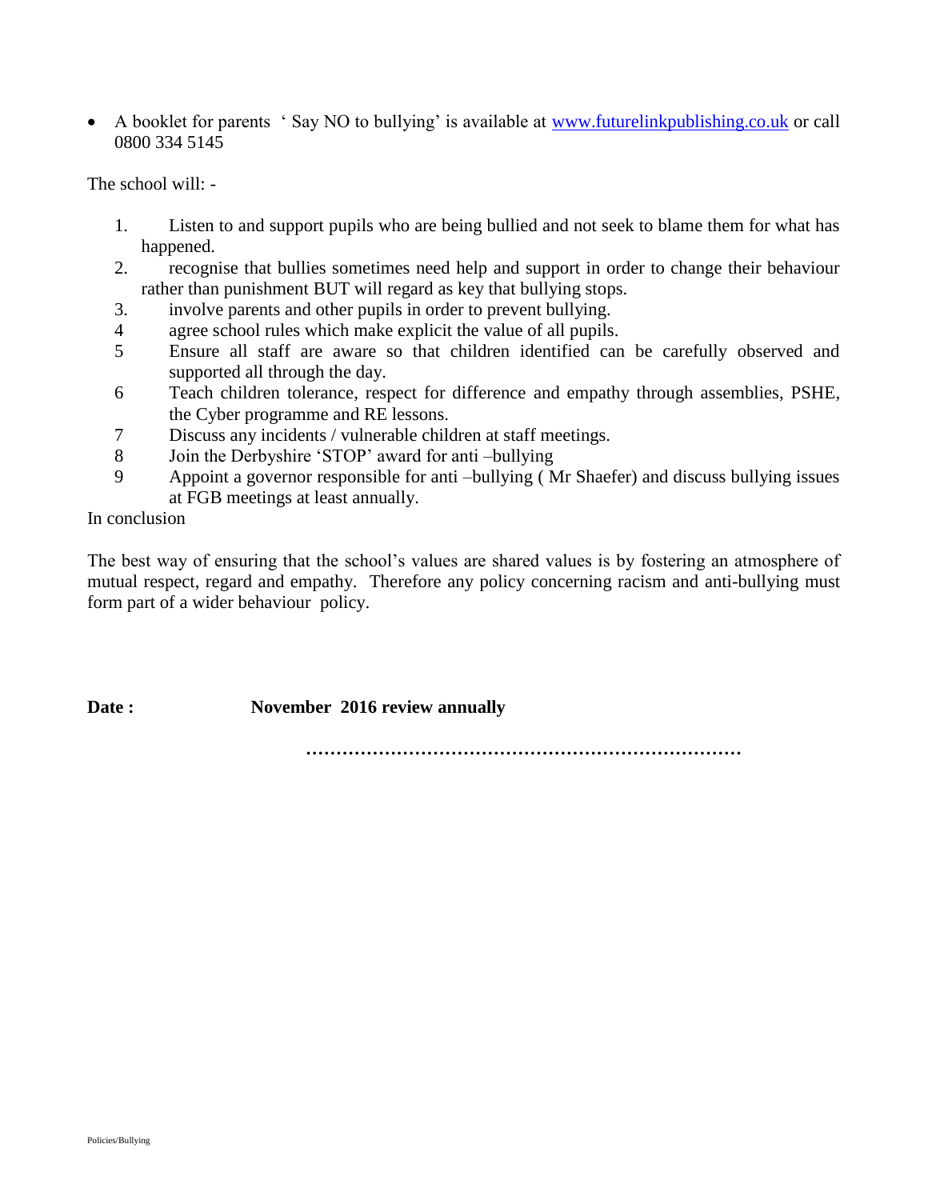- A booklet for parents ' Say NO to bullying' is available at www.futurelinkpublishing.co.uk or call 0800 334 5145

The school will: -

1. Listen to and support pupils who are being bullied and not seek to blame them for what has happened.
2. recognise that bullies sometimes need help and support in order to change their behaviour rather than punishment BUT will regard as key that bullying stops.
3. involve parents and other pupils in order to prevent bullying.
4. agree school rules which make explicit the value of all pupils.
5. Ensure all staff are aware so that children identified can be carefully observed and supported all through the day.
6. Teach children tolerance, respect for difference and empathy through assemblies, PSHE, the Cyber programme and RE lessons.
7. Discuss any incidents / vulnerable children at staff meetings.
8. Join the Derbyshire 'STOP' award for anti –bullying
9. Appoint a governor responsible for anti –bullying ( Mr Shaefer) and discuss bullying issues at FGB meetings at least annually.

In conclusion

The best way of ensuring that the school's values are shared values is by fostering an atmosphere of mutual respect, regard and empathy. Therefore any policy concerning racism and anti-bullying must form part of a wider behaviour policy.

**Date :** **November 2016 review annually**

**………………………………………………………………**